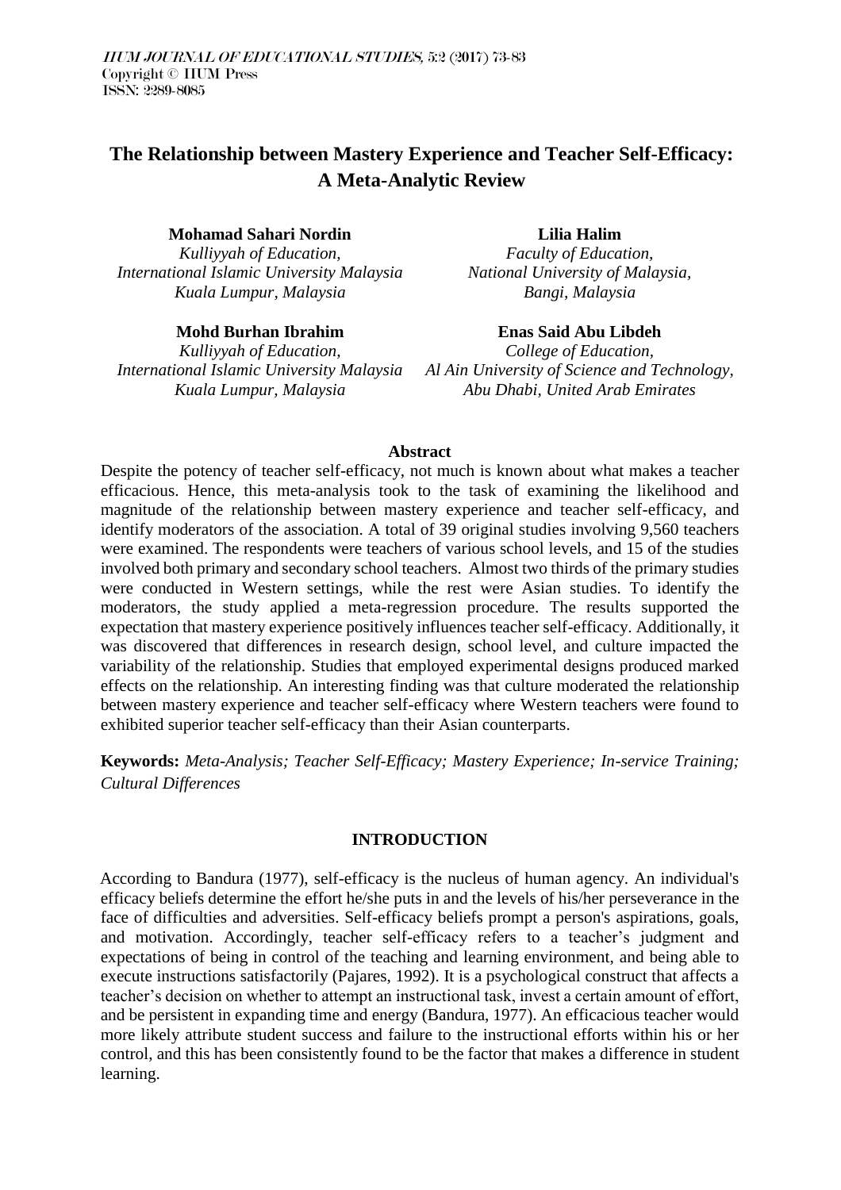# The Relationship between Mastery Experience and Teacher Self-Efficacy: A Meta-Analytic Review

**Mohamad Sahari Nordin**
*Kulliyyah of Education,*
*International Islamic University Malaysia*
*Kuala Lumpur, Malaysia*

**Lilia Halim**
*Faculty of Education,*
*National University of Malaysia,*
*Bangi, Malaysia*

**Mohd Burhan Ibrahim**
*Kulliyyah of Education,*
*International Islamic University Malaysia*
*Kuala Lumpur, Malaysia*

**Enas Said Abu Libdeh**
*College of Education,*
*Al Ain University of Science and Technology,*
*Abu Dhabi, United Arab Emirates*

## Abstract

Despite the potency of teacher self-efficacy, not much is known about what makes a teacher efficacious. Hence, this meta-analysis took to the task of examining the likelihood and magnitude of the relationship between mastery experience and teacher self-efficacy, and identify moderators of the association. A total of 39 original studies involving 9,560 teachers were examined. The respondents were teachers of various school levels, and 15 of the studies involved both primary and secondary school teachers. Almost two thirds of the primary studies were conducted in Western settings, while the rest were Asian studies. To identify the moderators, the study applied a meta-regression procedure. The results supported the expectation that mastery experience positively influences teacher self-efficacy. Additionally, it was discovered that differences in research design, school level, and culture impacted the variability of the relationship. Studies that employed experimental designs produced marked effects on the relationship. An interesting finding was that culture moderated the relationship between mastery experience and teacher self-efficacy where Western teachers were found to exhibited superior teacher self-efficacy than their Asian counterparts.

**Keywords:** *Meta-Analysis; Teacher Self-Efficacy; Mastery Experience; In-service Training; Cultural Differences*

## INTRODUCTION

According to Bandura (1977), self-efficacy is the nucleus of human agency. An individual's efficacy beliefs determine the effort he/she puts in and the levels of his/her perseverance in the face of difficulties and adversities. Self-efficacy beliefs prompt a person's aspirations, goals, and motivation. Accordingly, teacher self-efficacy refers to a teacher's judgment and expectations of being in control of the teaching and learning environment, and being able to execute instructions satisfactorily (Pajares, 1992). It is a psychological construct that affects a teacher's decision on whether to attempt an instructional task, invest a certain amount of effort, and be persistent in expanding time and energy (Bandura, 1977). An efficacious teacher would more likely attribute student success and failure to the instructional efforts within his or her control, and this has been consistently found to be the factor that makes a difference in student learning.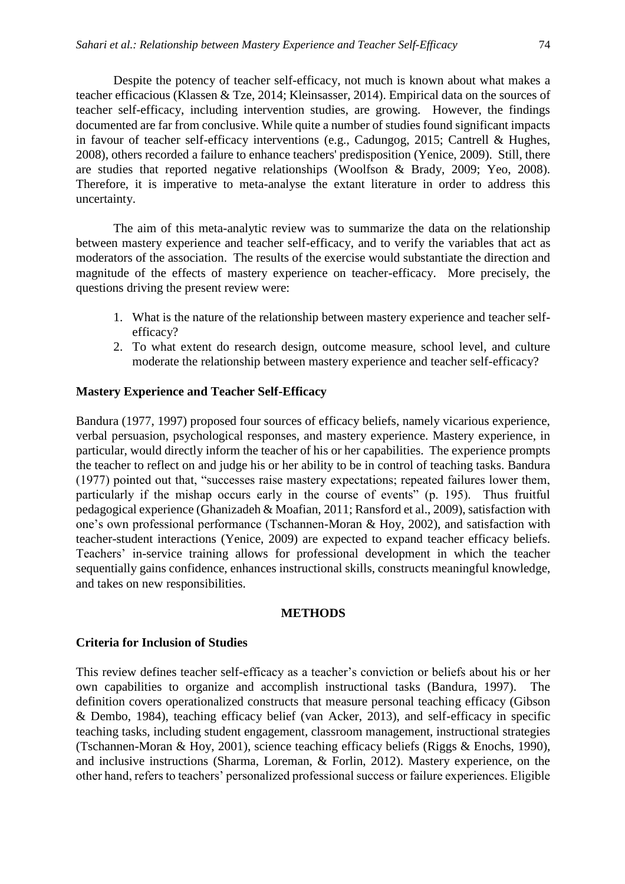Despite the potency of teacher self-efficacy, not much is known about what makes a teacher efficacious (Klassen & Tze, 2014; Kleinsasser, 2014). Empirical data on the sources of teacher self-efficacy, including intervention studies, are growing. However, the findings documented are far from conclusive. While quite a number of studies found significant impacts in favour of teacher self-efficacy interventions (e.g., Cadungog, 2015; Cantrell & Hughes, 2008), others recorded a failure to enhance teachers' predisposition (Yenice, 2009). Still, there are studies that reported negative relationships (Woolfson & Brady, 2009; Yeo, 2008). Therefore, it is imperative to meta-analyse the extant literature in order to address this uncertainty.

The aim of this meta-analytic review was to summarize the data on the relationship between mastery experience and teacher self-efficacy, and to verify the variables that act as moderators of the association. The results of the exercise would substantiate the direction and magnitude of the effects of mastery experience on teacher-efficacy. More precisely, the questions driving the present review were:

1. What is the nature of the relationship between mastery experience and teacher self-efficacy?
2. To what extent do research design, outcome measure, school level, and culture moderate the relationship between mastery experience and teacher self-efficacy?

### Mastery Experience and Teacher Self-Efficacy

Bandura (1977, 1997) proposed four sources of efficacy beliefs, namely vicarious experience, verbal persuasion, psychological responses, and mastery experience. Mastery experience, in particular, would directly inform the teacher of his or her capabilities. The experience prompts the teacher to reflect on and judge his or her ability to be in control of teaching tasks. Bandura (1977) pointed out that, "successes raise mastery expectations; repeated failures lower them, particularly if the mishap occurs early in the course of events" (p. 195). Thus fruitful pedagogical experience (Ghanizadeh & Moafian, 2011; Ransford et al., 2009), satisfaction with one's own professional performance (Tschannen-Moran & Hoy, 2002), and satisfaction with teacher-student interactions (Yenice, 2009) are expected to expand teacher efficacy beliefs. Teachers' in-service training allows for professional development in which the teacher sequentially gains confidence, enhances instructional skills, constructs meaningful knowledge, and takes on new responsibilities.

## METHODS

### Criteria for Inclusion of Studies

This review defines teacher self-efficacy as a teacher's conviction or beliefs about his or her own capabilities to organize and accomplish instructional tasks (Bandura, 1997). The definition covers operationalized constructs that measure personal teaching efficacy (Gibson & Dembo, 1984), teaching efficacy belief (van Acker, 2013), and self-efficacy in specific teaching tasks, including student engagement, classroom management, instructional strategies (Tschannen-Moran & Hoy, 2001), science teaching efficacy beliefs (Riggs & Enochs, 1990), and inclusive instructions (Sharma, Loreman, & Forlin, 2012). Mastery experience, on the other hand, refers to teachers' personalized professional success or failure experiences. Eligible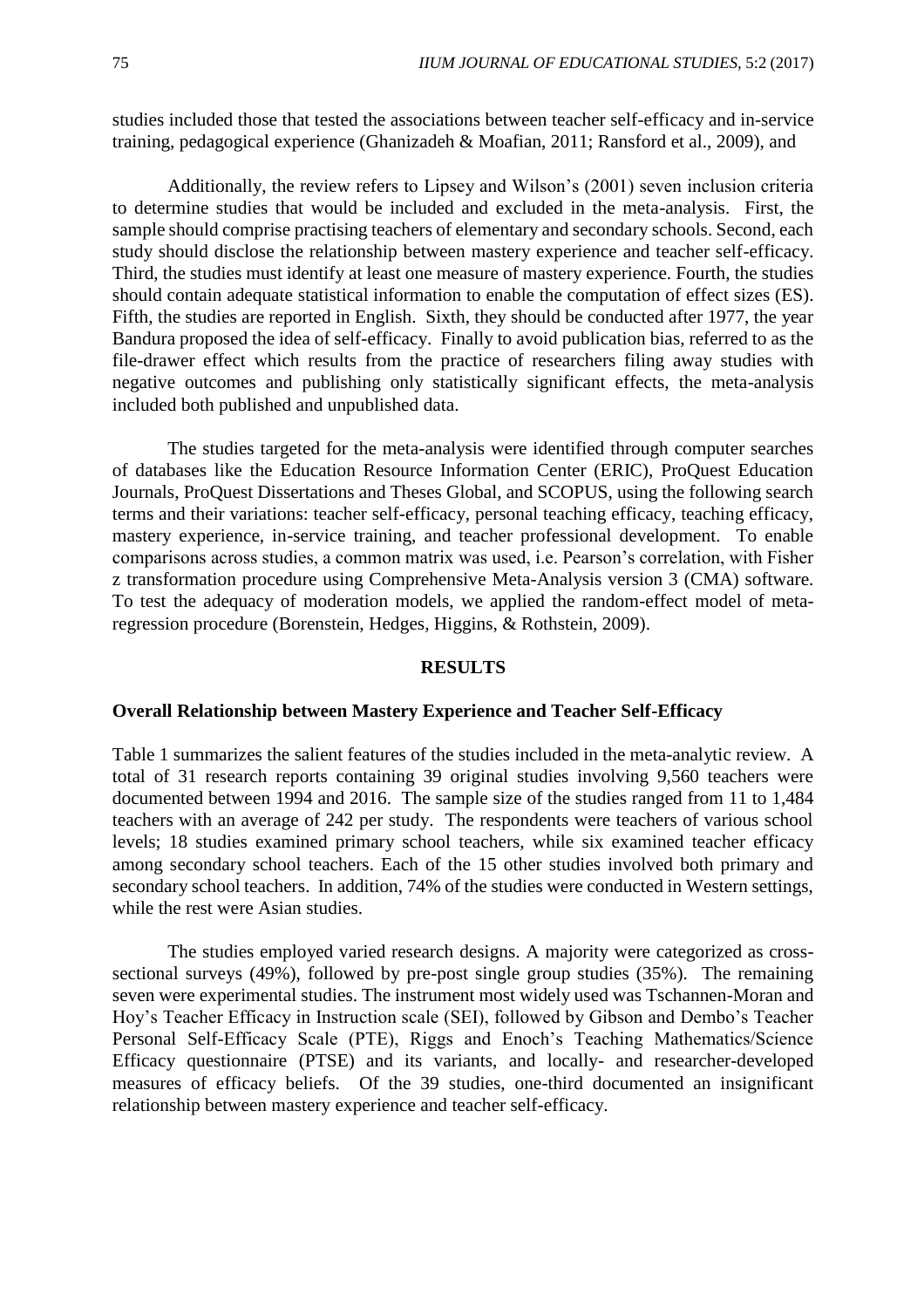studies included those that tested the associations between teacher self-efficacy and in-service training, pedagogical experience (Ghanizadeh & Moafian, 2011; Ransford et al., 2009), and

Additionally, the review refers to Lipsey and Wilson's (2001) seven inclusion criteria to determine studies that would be included and excluded in the meta-analysis. First, the sample should comprise practising teachers of elementary and secondary schools. Second, each study should disclose the relationship between mastery experience and teacher self-efficacy. Third, the studies must identify at least one measure of mastery experience. Fourth, the studies should contain adequate statistical information to enable the computation of effect sizes (ES). Fifth, the studies are reported in English. Sixth, they should be conducted after 1977, the year Bandura proposed the idea of self-efficacy. Finally to avoid publication bias, referred to as the file-drawer effect which results from the practice of researchers filing away studies with negative outcomes and publishing only statistically significant effects, the meta-analysis included both published and unpublished data.

The studies targeted for the meta-analysis were identified through computer searches of databases like the Education Resource Information Center (ERIC), ProQuest Education Journals, ProQuest Dissertations and Theses Global, and SCOPUS, using the following search terms and their variations: teacher self-efficacy, personal teaching efficacy, teaching efficacy, mastery experience, in-service training, and teacher professional development. To enable comparisons across studies, a common matrix was used, i.e. Pearson's correlation, with Fisher z transformation procedure using Comprehensive Meta-Analysis version 3 (CMA) software. To test the adequacy of moderation models, we applied the random-effect model of meta-regression procedure (Borenstein, Hedges, Higgins, & Rothstein, 2009).

## RESULTS

### Overall Relationship between Mastery Experience and Teacher Self-Efficacy

Table 1 summarizes the salient features of the studies included in the meta-analytic review. A total of 31 research reports containing 39 original studies involving 9,560 teachers were documented between 1994 and 2016. The sample size of the studies ranged from 11 to 1,484 teachers with an average of 242 per study. The respondents were teachers of various school levels; 18 studies examined primary school teachers, while six examined teacher efficacy among secondary school teachers. Each of the 15 other studies involved both primary and secondary school teachers. In addition, 74% of the studies were conducted in Western settings, while the rest were Asian studies.

The studies employed varied research designs. A majority were categorized as cross-sectional surveys (49%), followed by pre-post single group studies (35%). The remaining seven were experimental studies. The instrument most widely used was Tschannen-Moran and Hoy's Teacher Efficacy in Instruction scale (SEI), followed by Gibson and Dembo's Teacher Personal Self-Efficacy Scale (PTE), Riggs and Enoch's Teaching Mathematics/Science Efficacy questionnaire (PTSE) and its variants, and locally- and researcher-developed measures of efficacy beliefs. Of the 39 studies, one-third documented an insignificant relationship between mastery experience and teacher self-efficacy.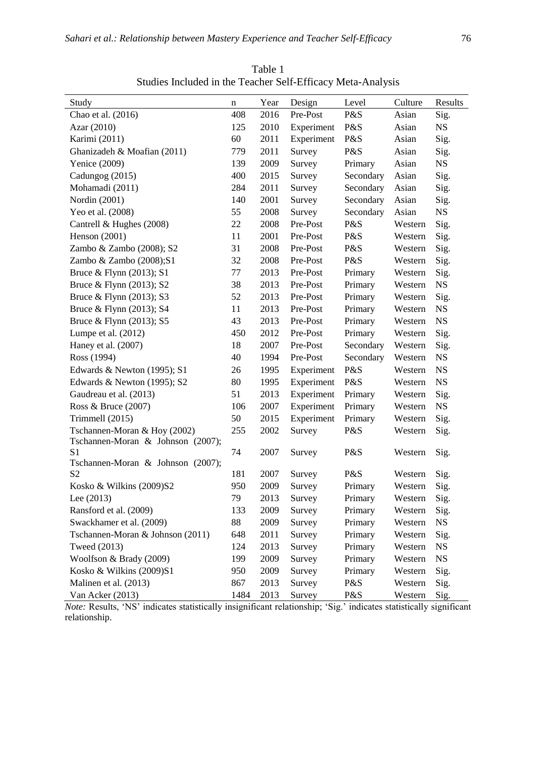Table 1
Studies Included in the Teacher Self-Efficacy Meta-Analysis

| Study | n | Year | Design | Level | Culture | Results |
|---|---|---|---|---|---|---|
| Chao et al. (2016) | 408 | 2016 | Pre-Post | P&S | Asian | Sig. |
| Azar (2010) | 125 | 2010 | Experiment | P&S | Asian | NS |
| Karimi (2011) | 60 | 2011 | Experiment | P&S | Asian | Sig. |
| Ghanizadeh & Moafian (2011) | 779 | 2011 | Survey | P&S | Asian | Sig. |
| Yenice (2009) | 139 | 2009 | Survey | Primary | Asian | NS |
| Cadungog (2015) | 400 | 2015 | Survey | Secondary | Asian | Sig. |
| Mohamadi (2011) | 284 | 2011 | Survey | Secondary | Asian | Sig. |
| Nordin (2001) | 140 | 2001 | Survey | Secondary | Asian | Sig. |
| Yeo et al. (2008) | 55 | 2008 | Survey | Secondary | Asian | NS |
| Cantrell & Hughes (2008) | 22 | 2008 | Pre-Post | P&S | Western | Sig. |
| Henson (2001) | 11 | 2001 | Pre-Post | P&S | Western | Sig. |
| Zambo & Zambo (2008); S2 | 31 | 2008 | Pre-Post | P&S | Western | Sig. |
| Zambo & Zambo (2008);S1 | 32 | 2008 | Pre-Post | P&S | Western | Sig. |
| Bruce & Flynn (2013); S1 | 77 | 2013 | Pre-Post | Primary | Western | Sig. |
| Bruce & Flynn (2013); S2 | 38 | 2013 | Pre-Post | Primary | Western | NS |
| Bruce & Flynn (2013); S3 | 52 | 2013 | Pre-Post | Primary | Western | Sig. |
| Bruce & Flynn (2013); S4 | 11 | 2013 | Pre-Post | Primary | Western | NS |
| Bruce & Flynn (2013); S5 | 43 | 2013 | Pre-Post | Primary | Western | NS |
| Lumpe et al. (2012) | 450 | 2012 | Pre-Post | Primary | Western | Sig. |
| Haney et al. (2007) | 18 | 2007 | Pre-Post | Secondary | Western | Sig. |
| Ross (1994) | 40 | 1994 | Pre-Post | Secondary | Western | NS |
| Edwards & Newton (1995); S1 | 26 | 1995 | Experiment | P&S | Western | NS |
| Edwards & Newton (1995); S2 | 80 | 1995 | Experiment | P&S | Western | NS |
| Gaudreau et al. (2013) | 51 | 2013 | Experiment | Primary | Western | Sig. |
| Ross & Bruce (2007) | 106 | 2007 | Experiment | Primary | Western | NS |
| Trimmell (2015) | 50 | 2015 | Experiment | Primary | Western | Sig. |
| Tschannen-Moran & Hoy (2002) | 255 | 2002 | Survey | P&S | Western | Sig. |
| Tschannen-Moran & Johnson (2007); S1 | 74 | 2007 | Survey | P&S | Western | Sig. |
| Tschannen-Moran & Johnson (2007); S2 | 181 | 2007 | Survey | P&S | Western | Sig. |
| Kosko & Wilkins (2009)S2 | 950 | 2009 | Survey | Primary | Western | Sig. |
| Lee (2013) | 79 | 2013 | Survey | Primary | Western | Sig. |
| Ransford et al. (2009) | 133 | 2009 | Survey | Primary | Western | Sig. |
| Swackhamer et al. (2009) | 88 | 2009 | Survey | Primary | Western | NS |
| Tschannen-Moran & Johnson (2011) | 648 | 2011 | Survey | Primary | Western | Sig. |
| Tweed (2013) | 124 | 2013 | Survey | Primary | Western | NS |
| Woolfson & Brady (2009) | 199 | 2009 | Survey | Primary | Western | NS |
| Kosko & Wilkins (2009)S1 | 950 | 2009 | Survey | Primary | Western | Sig. |
| Malinen et al. (2013) | 867 | 2013 | Survey | P&S | Western | Sig. |
| Van Acker (2013) | 1484 | 2013 | Survey | P&S | Western | Sig. |

*Note:* Results, 'NS' indicates statistically insignificant relationship; 'Sig.' indicates statistically significant relationship.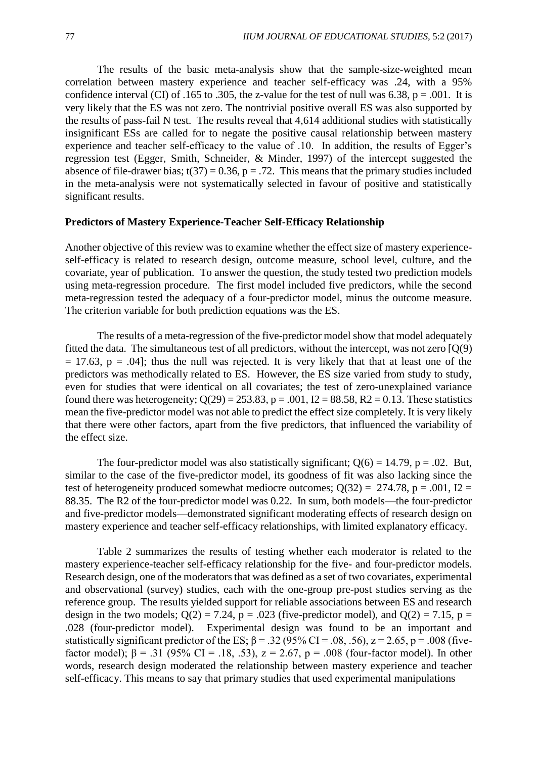The results of the basic meta-analysis show that the sample-size-weighted mean correlation between mastery experience and teacher self-efficacy was .24, with a 95% confidence interval (CI) of .165 to .305, the z-value for the test of null was 6.38, $p = .001$. It is very likely that the ES was not zero. The nontrivial positive overall ES was also supported by the results of pass-fail N test. The results reveal that 4,614 additional studies with statistically insignificant ESs are called for to negate the positive causal relationship between mastery experience and teacher self-efficacy to the value of .10. In addition, the results of Egger's regression test (Egger, Smith, Schneider, & Minder, 1997) of the intercept suggested the absence of file-drawer bias; $t(37) = 0.36$, $p = .72$. This means that the primary studies included in the meta-analysis were not systematically selected in favour of positive and statistically significant results.

**Predictors of Mastery Experience-Teacher Self-Efficacy Relationship**

Another objective of this review was to examine whether the effect size of mastery experience-self-efficacy is related to research design, outcome measure, school level, culture, and the covariate, year of publication. To answer the question, the study tested two prediction models using meta-regression procedure. The first model included five predictors, while the second meta-regression tested the adequacy of a four-predictor model, minus the outcome measure. The criterion variable for both prediction equations was the ES.

The results of a meta-regression of the five-predictor model show that model adequately fitted the data. The simultaneous test of all predictors, without the intercept, was not zero [$Q(9) = 17.63$, $p = .04$]; thus the null was rejected. It is very likely that that at least one of the predictors was methodically related to ES. However, the ES size varied from study to study, even for studies that were identical on all covariates; the test of zero-unexplained variance found there was heterogeneity; $Q(29) = 253.83$, $p = .001$, $I2 = 88.58$, $R2 = 0.13$. These statistics mean the five-predictor model was not able to predict the effect size completely. It is very likely that there were other factors, apart from the five predictors, that influenced the variability of the effect size.

The four-predictor model was also statistically significant; $Q(6) = 14.79$, $p = .02$. But, similar to the case of the five-predictor model, its goodness of fit was also lacking since the test of heterogeneity produced somewhat mediocre outcomes; $Q(32) = 274.78$, $p = .001$, $I2 = 88.35$. The R2 of the four-predictor model was 0.22. In sum, both models—the four-predictor and five-predictor models—demonstrated significant moderating effects of research design on mastery experience and teacher self-efficacy relationships, with limited explanatory efficacy.

Table 2 summarizes the results of testing whether each moderator is related to the mastery experience-teacher self-efficacy relationship for the five- and four-predictor models. Research design, one of the moderators that was defined as a set of two covariates, experimental and observational (survey) studies, each with the one-group pre-post studies serving as the reference group. The results yielded support for reliable associations between ES and research design in the two models; $Q(2) = 7.24$, $p = .023$ (five-predictor model), and $Q(2) = 7.15$, $p = .028$ (four-predictor model). Experimental design was found to be an important and statistically significant predictor of the ES; $\beta = .32$ (95% CI = .08, .56), $z = 2.65$, $p = .008$ (five-factor model); $\beta = .31$ (95% CI = .18, .53), $z = 2.67$, $p = .008$ (four-factor model). In other words, research design moderated the relationship between mastery experience and teacher self-efficacy. This means to say that primary studies that used experimental manipulations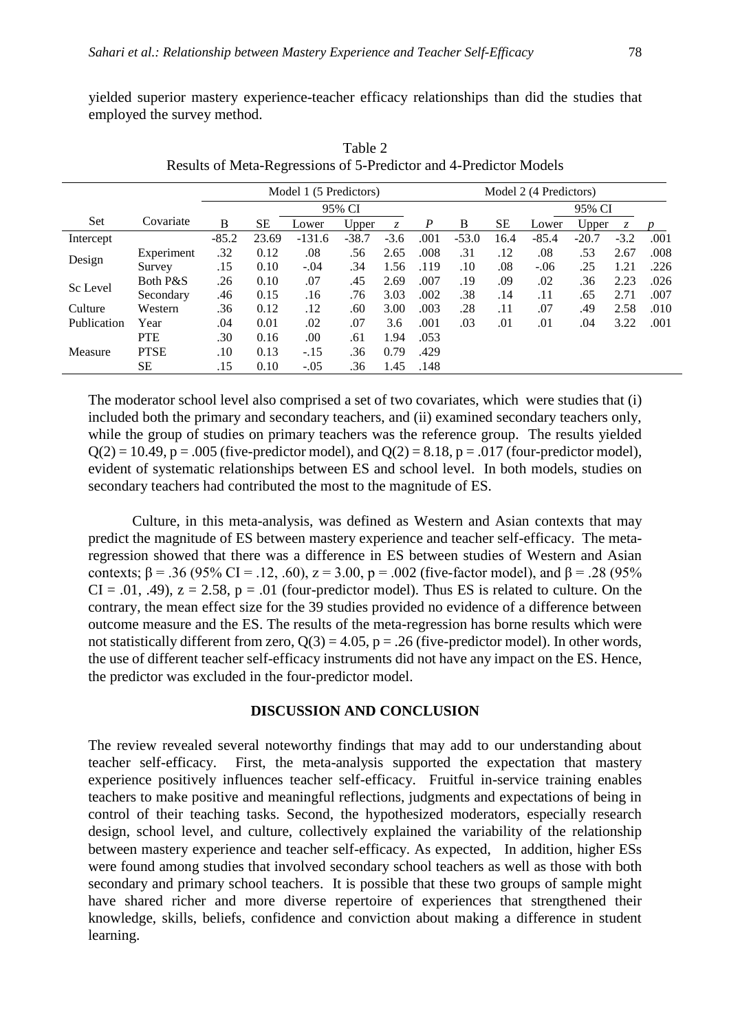yielded superior mastery experience-teacher efficacy relationships than did the studies that employed the survey method.

Table 2
Results of Meta-Regressions of 5-Predictor and 4-Predictor Models

| | | Model 1 (5 Predictors) | | | | | | Model 2 (4 Predictors) | | | | | |
|---|---|---|---|---|---|---|---|---|---|---|---|---|---|
| | | | | 95% CI | | | | | | 95% CI | | | |
| Set | Covariate | B | SE | Lower | Upper | *z* | *P* | B | SE | Lower | Upper | *z* | *p* |
| Intercept | | -85.2 | 23.69 | -131.6 | -38.7 | -3.6 | .001 | -53.0 | 16.4 | -85.4 | -20.7 | -3.2 | .001 |
| Design | Experiment | .32 | 0.12 | .08 | .56 | 2.65 | .008 | .31 | .12 | .08 | .53 | 2.67 | .008 |
| | Survey | .15 | 0.10 | -.04 | .34 | 1.56 | .119 | .10 | .08 | -.06 | .25 | 1.21 | .226 |
| Sc Level | Both P&S | .26 | 0.10 | .07 | .45 | 2.69 | .007 | .19 | .09 | .02 | .36 | 2.23 | .026 |
| | Secondary | .46 | 0.15 | .16 | .76 | 3.03 | .002 | .38 | .14 | .11 | .65 | 2.71 | .007 |
| Culture | Western | .36 | 0.12 | .12 | .60 | 3.00 | .003 | .28 | .11 | .07 | .49 | 2.58 | .010 |
| Publication | Year | .04 | 0.01 | .02 | .07 | 3.6 | .001 | .03 | .01 | .01 | .04 | 3.22 | .001 |
| Measure | PTE | .30 | 0.16 | .00 | .61 | 1.94 | .053 | | | | | | |
| | PTSE | .10 | 0.13 | -.15 | .36 | 0.79 | .429 | | | | | | |
| | SE | .15 | 0.10 | -.05 | .36 | 1.45 | .148 | | | | | | |

The moderator school level also comprised a set of two covariates, which were studies that (i) included both the primary and secondary teachers, and (ii) examined secondary teachers only, while the group of studies on primary teachers was the reference group. The results yielded $Q(2) = 10.49$, $p = .005$ (five-predictor model), and $Q(2) = 8.18$, $p = .017$ (four-predictor model), evident of systematic relationships between ES and school level. In both models, studies on secondary teachers had contributed the most to the magnitude of ES.

Culture, in this meta-analysis, was defined as Western and Asian contexts that may predict the magnitude of ES between mastery experience and teacher self-efficacy. The meta-regression showed that there was a difference in ES between studies of Western and Asian contexts; $\beta = .36$ (95% CI = .12, .60), $z = 3.00$, $p = .002$ (five-factor model), and $\beta = .28$ (95% CI = .01, .49), $z = 2.58$, $p = .01$ (four-predictor model). Thus ES is related to culture. On the contrary, the mean effect size for the 39 studies provided no evidence of a difference between outcome measure and the ES. The results of the meta-regression has borne results which were not statistically different from zero, $Q(3) = 4.05$, $p = .26$ (five-predictor model). In other words, the use of different teacher self-efficacy instruments did not have any impact on the ES. Hence, the predictor was excluded in the four-predictor model.

## DISCUSSION AND CONCLUSION

The review revealed several noteworthy findings that may add to our understanding about teacher self-efficacy. First, the meta-analysis supported the expectation that mastery experience positively influences teacher self-efficacy. Fruitful in-service training enables teachers to make positive and meaningful reflections, judgments and expectations of being in control of their teaching tasks. Second, the hypothesized moderators, especially research design, school level, and culture, collectively explained the variability of the relationship between mastery experience and teacher self-efficacy. As expected, In addition, higher ESs were found among studies that involved secondary school teachers as well as those with both secondary and primary school teachers. It is possible that these two groups of sample might have shared richer and more diverse repertoire of experiences that strengthened their knowledge, skills, beliefs, confidence and conviction about making a difference in student learning.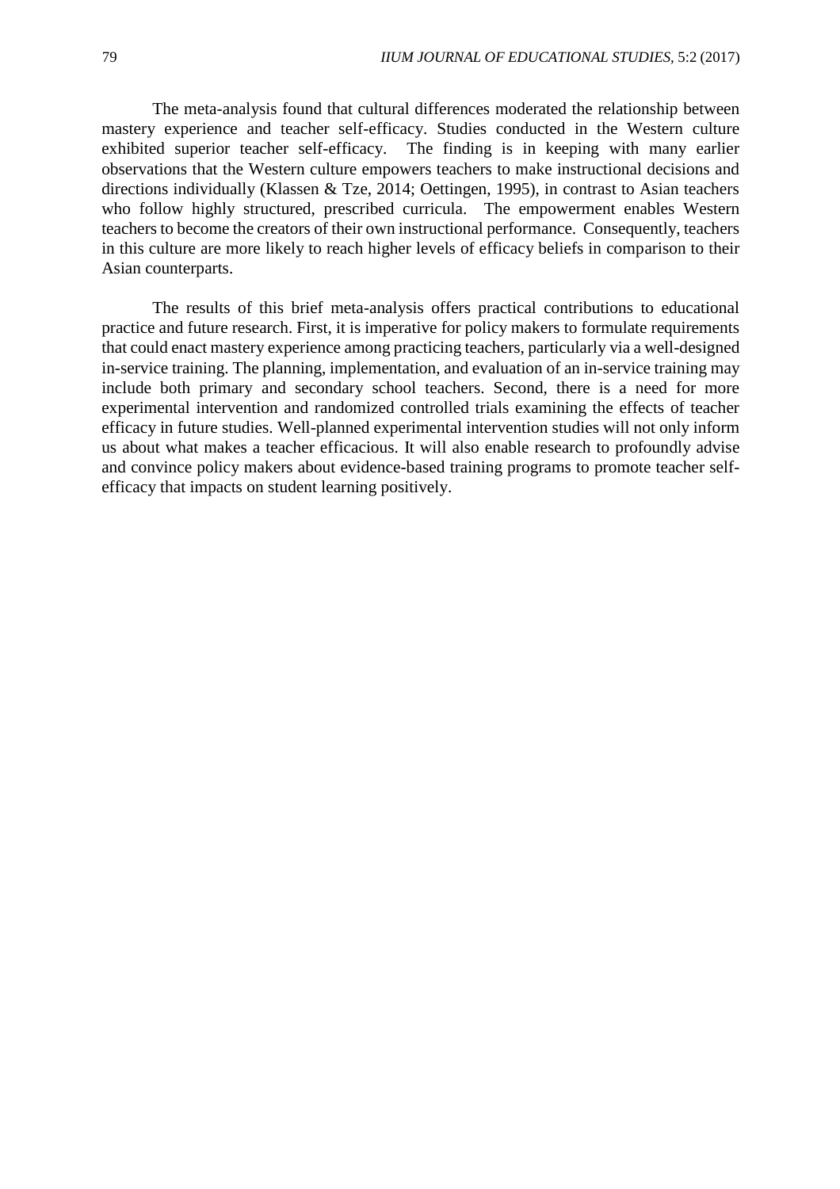The meta-analysis found that cultural differences moderated the relationship between mastery experience and teacher self-efficacy. Studies conducted in the Western culture exhibited superior teacher self-efficacy. The finding is in keeping with many earlier observations that the Western culture empowers teachers to make instructional decisions and directions individually (Klassen & Tze, 2014; Oettingen, 1995), in contrast to Asian teachers who follow highly structured, prescribed curricula. The empowerment enables Western teachers to become the creators of their own instructional performance. Consequently, teachers in this culture are more likely to reach higher levels of efficacy beliefs in comparison to their Asian counterparts.

The results of this brief meta-analysis offers practical contributions to educational practice and future research. First, it is imperative for policy makers to formulate requirements that could enact mastery experience among practicing teachers, particularly via a well-designed in-service training. The planning, implementation, and evaluation of an in-service training may include both primary and secondary school teachers. Second, there is a need for more experimental intervention and randomized controlled trials examining the effects of teacher efficacy in future studies. Well-planned experimental intervention studies will not only inform us about what makes a teacher efficacious. It will also enable research to profoundly advise and convince policy makers about evidence-based training programs to promote teacher self-efficacy that impacts on student learning positively.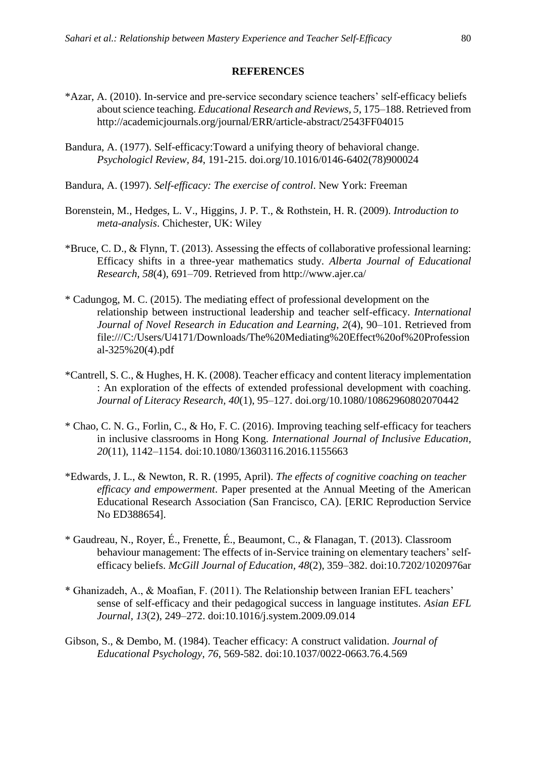## REFERENCES

*Azar, A. (2010). In-service and pre-service secondary science teachers' self-efficacy beliefs about science teaching. *Educational Research and Reviews, 5*, 175–188. Retrieved from http://academicjournals.org/journal/ERR/article-abstract/2543FF04015

Bandura, A. (1977). Self-efficacy:Toward a unifying theory of behavioral change. *Psychologicl Review, 84*, 191-215. doi.org/10.1016/0146-6402(78)900024

Bandura, A. (1997). *Self-efficacy: The exercise of control*. New York: Freeman

Borenstein, M., Hedges, L. V., Higgins, J. P. T., & Rothstein, H. R. (2009). *Introduction to meta-analysis*. Chichester, UK: Wiley

*Bruce, C. D., & Flynn, T. (2013). Assessing the effects of collaborative professional learning: Efficacy shifts in a three-year mathematics study. *Alberta Journal of Educational Research, 58*(4), 691–709. Retrieved from http://www.ajer.ca/

* Cadungog, M. C. (2015). The mediating effect of professional development on the relationship between instructional leadership and teacher self-efficacy. *International Journal of Novel Research in Education and Learning, 2*(4), 90–101. Retrieved from file:///C:/Users/U4171/Downloads/The%20Mediating%20Effect%20of%20Professional-325%20(4).pdf

*Cantrell, S. C., & Hughes, H. K. (2008). Teacher efficacy and content literacy implementation : An exploration of the effects of extended professional development with coaching. *Journal of Literacy Research, 40*(1), 95–127. doi.org/10.1080/10862960802070442

* Chao, C. N. G., Forlin, C., & Ho, F. C. (2016). Improving teaching self-efficacy for teachers in inclusive classrooms in Hong Kong. *International Journal of Inclusive Education, 20*(11), 1142–1154. doi:10.1080/13603116.2016.1155663

*Edwards, J. L., & Newton, R. R. (1995, April). *The effects of cognitive coaching on teacher efficacy and empowerment*. Paper presented at the Annual Meeting of the American Educational Research Association (San Francisco, CA). [ERIC Reproduction Service No ED388654].

* Gaudreau, N., Royer, É., Frenette, É., Beaumont, C., & Flanagan, T. (2013). Classroom behaviour management: The effects of in-Service training on elementary teachers' self-efficacy beliefs. *McGill Journal of Education, 48*(2), 359–382. doi:10.7202/1020976ar

* Ghanizadeh, A., & Moafian, F. (2011). The Relationship between Iranian EFL teachers' sense of self-efficacy and their pedagogical success in language institutes. *Asian EFL Journal, 13*(2), 249–272. doi:10.1016/j.system.2009.09.014

Gibson, S., & Dembo, M. (1984). Teacher efficacy: A construct validation. *Journal of Educational Psychology, 76*, 569-582. doi:10.1037/0022-0663.76.4.569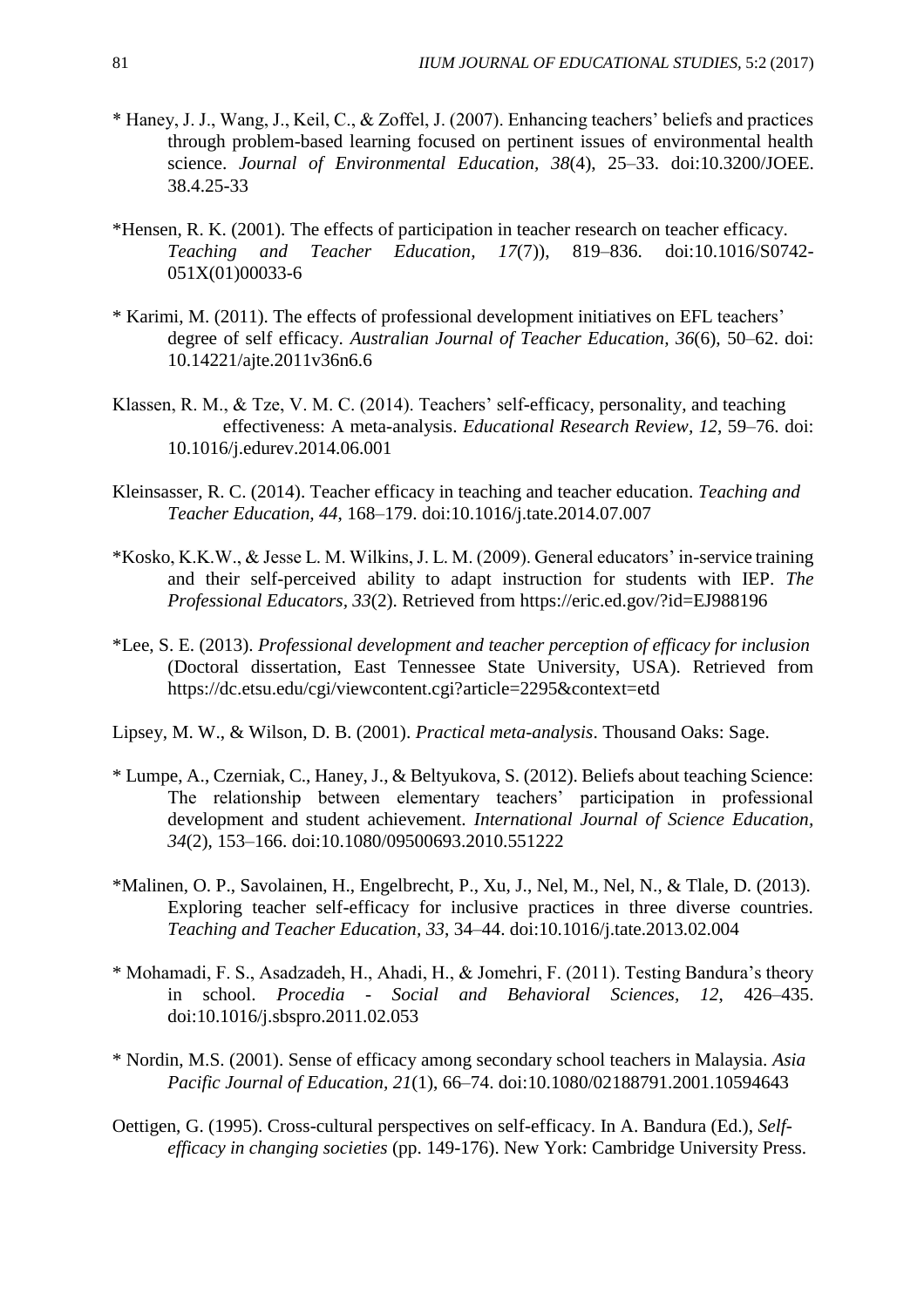\* Haney, J. J., Wang, J., Keil, C., & Zoffel, J. (2007). Enhancing teachers' beliefs and practices through problem-based learning focused on pertinent issues of environmental health science. *Journal of Environmental Education, 38*(4), 25–33. doi:10.3200/JOEE. 38.4.25-33

\*Hensen, R. K. (2001). The effects of participation in teacher research on teacher efficacy. *Teaching and Teacher Education, 17*(7)), 819–836. doi:10.1016/S0742-051X(01)00033-6

\* Karimi, M. (2011). The effects of professional development initiatives on EFL teachers' degree of self efficacy. *Australian Journal of Teacher Education, 36*(6), 50–62. doi: 10.14221/ajte.2011v36n6.6

Klassen, R. M., & Tze, V. M. C. (2014). Teachers' self-efficacy, personality, and teaching effectiveness: A meta-analysis. *Educational Research Review, 12*, 59–76. doi: 10.1016/j.edurev.2014.06.001

Kleinsasser, R. C. (2014). Teacher efficacy in teaching and teacher education. *Teaching and Teacher Education, 44*, 168–179. doi:10.1016/j.tate.2014.07.007

\*Kosko, K.K.W., & Jesse L. M. Wilkins, J. L. M. (2009). General educators' in-service training and their self-perceived ability to adapt instruction for students with IEP. *The Professional Educators, 33*(2). Retrieved from https://eric.ed.gov/?id=EJ988196

\*Lee, S. E. (2013). *Professional development and teacher perception of efficacy for inclusion* (Doctoral dissertation, East Tennessee State University, USA). Retrieved from https://dc.etsu.edu/cgi/viewcontent.cgi?article=2295&context=etd

Lipsey, M. W., & Wilson, D. B. (2001). *Practical meta-analysis*. Thousand Oaks: Sage.

\* Lumpe, A., Czerniak, C., Haney, J., & Beltyukova, S. (2012). Beliefs about teaching Science: The relationship between elementary teachers' participation in professional development and student achievement. *International Journal of Science Education, 34*(2), 153–166. doi:10.1080/09500693.2010.551222

\*Malinen, O. P., Savolainen, H., Engelbrecht, P., Xu, J., Nel, M., Nel, N., & Tlale, D. (2013). Exploring teacher self-efficacy for inclusive practices in three diverse countries. *Teaching and Teacher Education, 33*, 34–44. doi:10.1016/j.tate.2013.02.004

\* Mohamadi, F. S., Asadzadeh, H., Ahadi, H., & Jomehri, F. (2011). Testing Bandura's theory in school. *Procedia - Social and Behavioral Sciences, 12*, 426–435. doi:10.1016/j.sbspro.2011.02.053

\* Nordin, M.S. (2001). Sense of efficacy among secondary school teachers in Malaysia. *Asia Pacific Journal of Education, 21*(1), 66–74. doi:10.1080/02188791.2001.10594643

Oettigen, G. (1995). Cross-cultural perspectives on self-efficacy. In A. Bandura (Ed.), *Self-efficacy in changing societies* (pp. 149-176). New York: Cambridge University Press.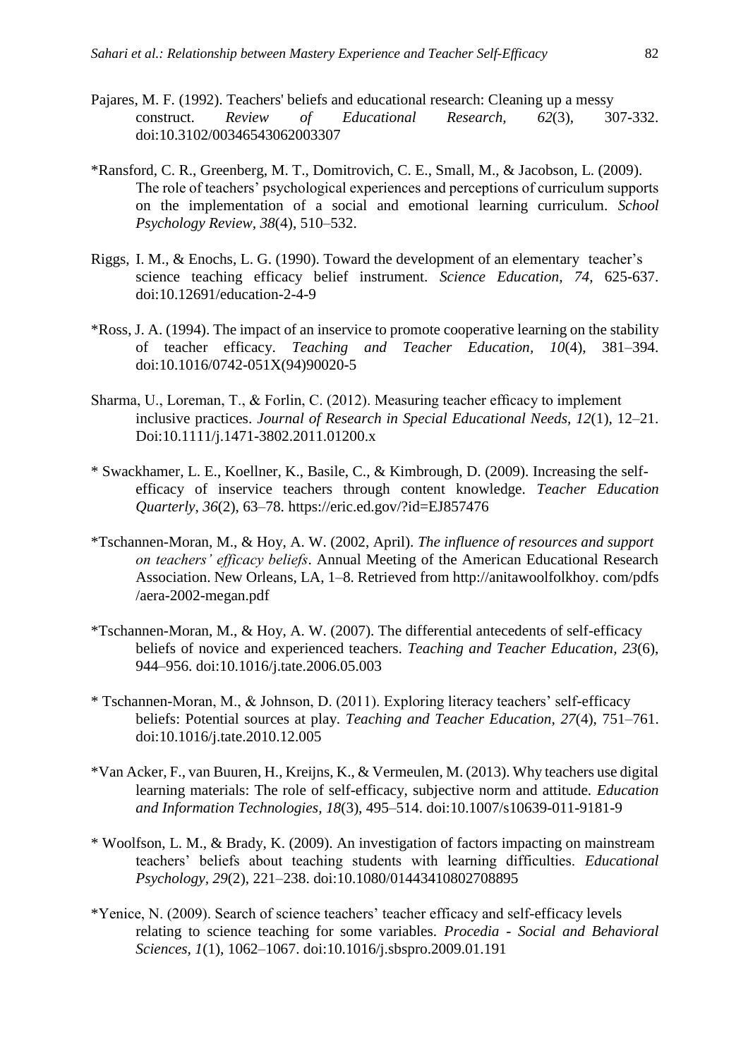Pajares, M. F. (1992). Teachers' beliefs and educational research: Cleaning up a messy construct. *Review of Educational Research, 62*(3), 307-332. doi:10.3102/00346543062003307

*Ransford, C. R., Greenberg, M. T., Domitrovich, C. E., Small, M., & Jacobson, L. (2009). The role of teachers' psychological experiences and perceptions of curriculum supports on the implementation of a social and emotional learning curriculum. *School Psychology Review, 38*(4), 510–532.

Riggs, I. M., & Enochs, L. G. (1990). Toward the development of an elementary teacher's science teaching efficacy belief instrument. *Science Education, 74*, 625-637. doi:10.12691/education-2-4-9

*Ross, J. A. (1994). The impact of an inservice to promote cooperative learning on the stability of teacher efficacy. *Teaching and Teacher Education, 10*(4), 381–394. doi:10.1016/0742-051X(94)90020-5

Sharma, U., Loreman, T., & Forlin, C. (2012). Measuring teacher efficacy to implement inclusive practices. *Journal of Research in Special Educational Needs, 12*(1), 12–21. Doi:10.1111/j.1471-3802.2011.01200.x

* Swackhamer, L. E., Koellner, K., Basile, C., & Kimbrough, D. (2009). Increasing the self-efficacy of inservice teachers through content knowledge. *Teacher Education Quarterly, 36*(2), 63–78. https://eric.ed.gov/?id=EJ857476

*Tschannen-Moran, M., & Hoy, A. W. (2002, April). *The influence of resources and support on teachers' efficacy beliefs*. Annual Meeting of the American Educational Research Association. New Orleans, LA, 1–8. Retrieved from http://anitawoolfolkhoy. com/pdfs /aera-2002-megan.pdf

*Tschannen-Moran, M., & Hoy, A. W. (2007). The differential antecedents of self-efficacy beliefs of novice and experienced teachers. *Teaching and Teacher Education, 23*(6), 944–956. doi:10.1016/j.tate.2006.05.003

* Tschannen-Moran, M., & Johnson, D. (2011). Exploring literacy teachers' self-efficacy beliefs: Potential sources at play. *Teaching and Teacher Education, 27*(4), 751–761. doi:10.1016/j.tate.2010.12.005

*Van Acker, F., van Buuren, H., Kreijns, K., & Vermeulen, M. (2013). Why teachers use digital learning materials: The role of self-efficacy, subjective norm and attitude. *Education and Information Technologies, 18*(3), 495–514. doi:10.1007/s10639-011-9181-9

* Woolfson, L. M., & Brady, K. (2009). An investigation of factors impacting on mainstream teachers' beliefs about teaching students with learning difficulties. *Educational Psychology, 29*(2), 221–238. doi:10.1080/01443410802708895

*Yenice, N. (2009). Search of science teachers' teacher efficacy and self-efficacy levels relating to science teaching for some variables. *Procedia - Social and Behavioral Sciences, 1*(1), 1062–1067. doi:10.1016/j.sbspro.2009.01.191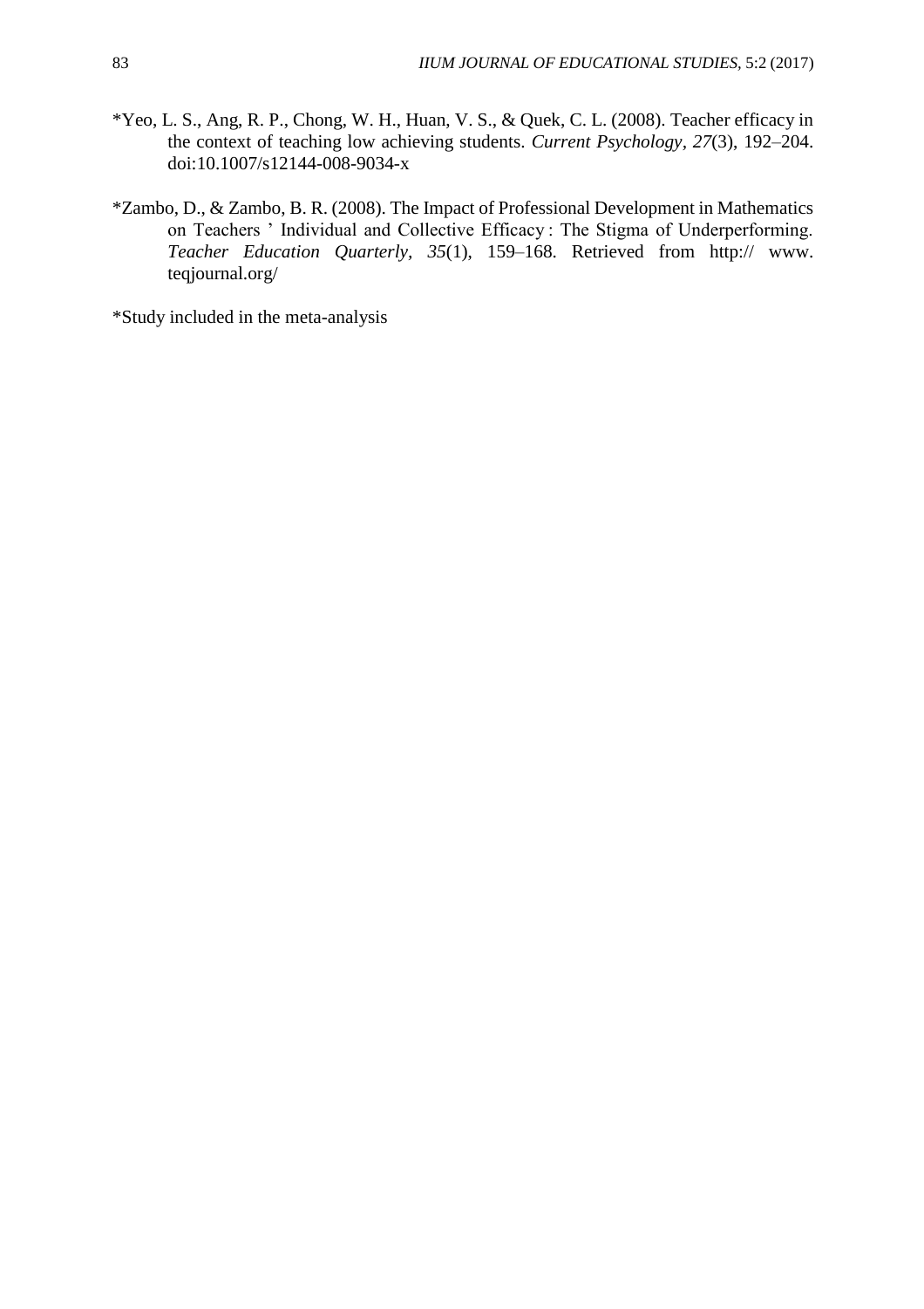*Yeo, L. S., Ang, R. P., Chong, W. H., Huan, V. S., & Quek, C. L. (2008). Teacher efficacy in the context of teaching low achieving students. *Current Psychology*, *27*(3), 192–204. doi:10.1007/s12144-008-9034-x

*Zambo, D., & Zambo, B. R. (2008). The Impact of Professional Development in Mathematics on Teachers ' Individual and Collective Efficacy : The Stigma of Underperforming. *Teacher Education Quarterly*, *35*(1), 159–168. Retrieved from http:// www. teqjournal.org/

*Study included in the meta-analysis